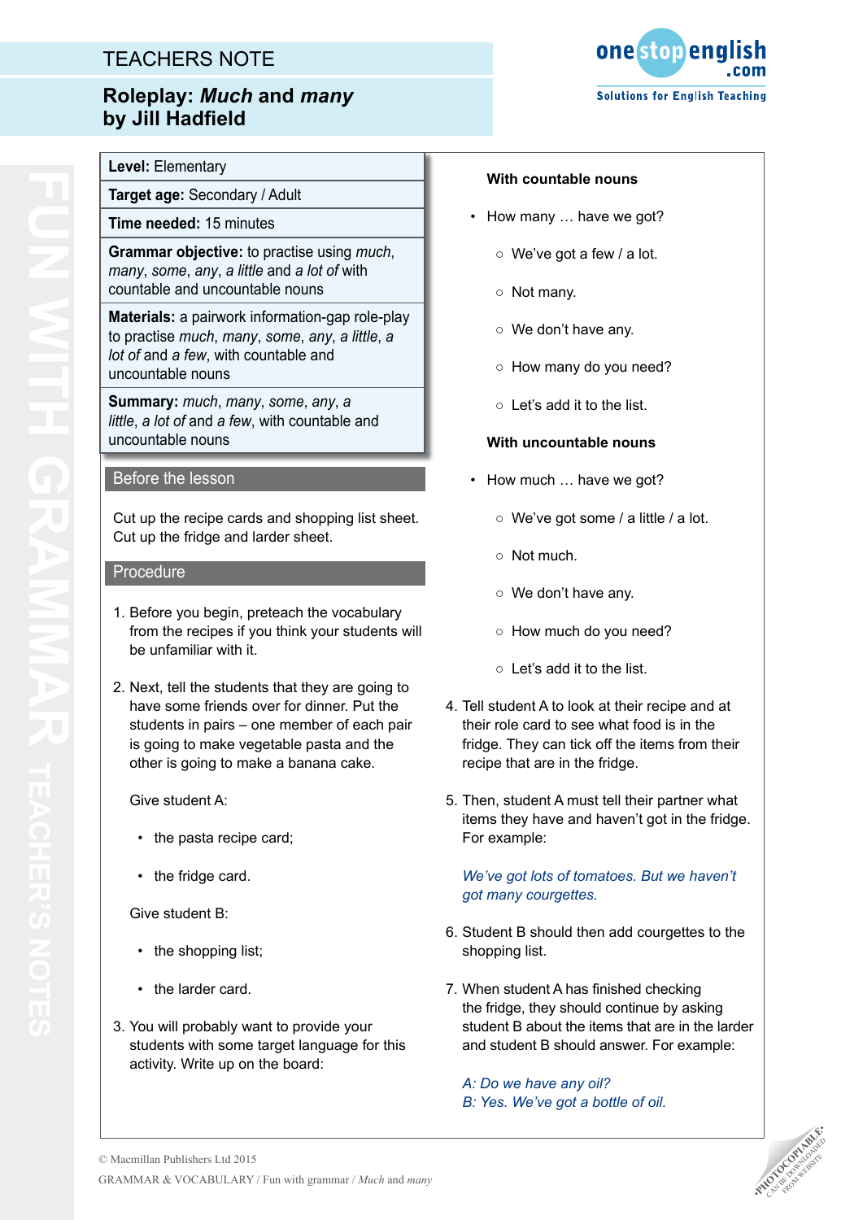# TEACHERS NOTE

## Roleplay: *Much* and *many* by Jill Hadfield

| |
|---|
| **Level:** Elementary |
| **Target age:** Secondary / Adult |
| **Time needed:** 15 minutes |
| **Grammar objective:** to practise using *much*, *many*, *some*, *any*, *a little* and *a lot of* with countable and uncountable nouns |
| **Materials:** a pairwork information-gap role-play to practise *much*, *many*, *some*, *any*, *a little*, *a lot of* and *a few*, with countable and uncountable nouns |
| **Summary:** *much*, *many*, *some*, *any*, *a little*, *a lot of* and *a few*, with countable and uncountable nouns |

### Before the lesson

Cut up the recipe cards and shopping list sheet. Cut up the fridge and larder sheet.

### Procedure

1. Before you begin, preteach the vocabulary from the recipes if you think your students will be unfamiliar with it.

2. Next, tell the students that they are going to have some friends over for dinner. Put the students in pairs – one member of each pair is going to make vegetable pasta and the other is going to make a banana cake.

   Give student A:

   - the pasta recipe card;
   - the fridge card.

   Give student B:

   - the shopping list;
   - the larder card.

3. You will probably want to provide your students with some target language for this activity. Write up on the board:

   **With countable nouns**

   - How many … have we got?
     - We've got a few / a lot.
     - Not many.
     - We don't have any.
     - How many do you need?
     - Let's add it to the list.

   **With uncountable nouns**

   - How much … have we got?
     - We've got some / a little / a lot.
     - Not much.
     - We don't have any.
     - How much do you need?
     - Let's add it to the list.

4. Tell student A to look at their recipe and at their role card to see what food is in the fridge. They can tick off the items from their recipe that are in the fridge.

5. Then, student A must tell their partner what items they have and haven't got in the fridge. For example:

   *We've got lots of tomatoes. But we haven't got many courgettes.*

6. Student B should then add courgettes to the shopping list.

7. When student A has finished checking the fridge, they should continue by asking student B about the items that are in the larder and student B should answer. For example:

   *A: Do we have any oil?*
   *B: Yes. We've got a bottle of oil.*

© Macmillan Publishers Ltd 2015
GRAMMAR & VOCABULARY / Fun with grammar / *Much* and *many*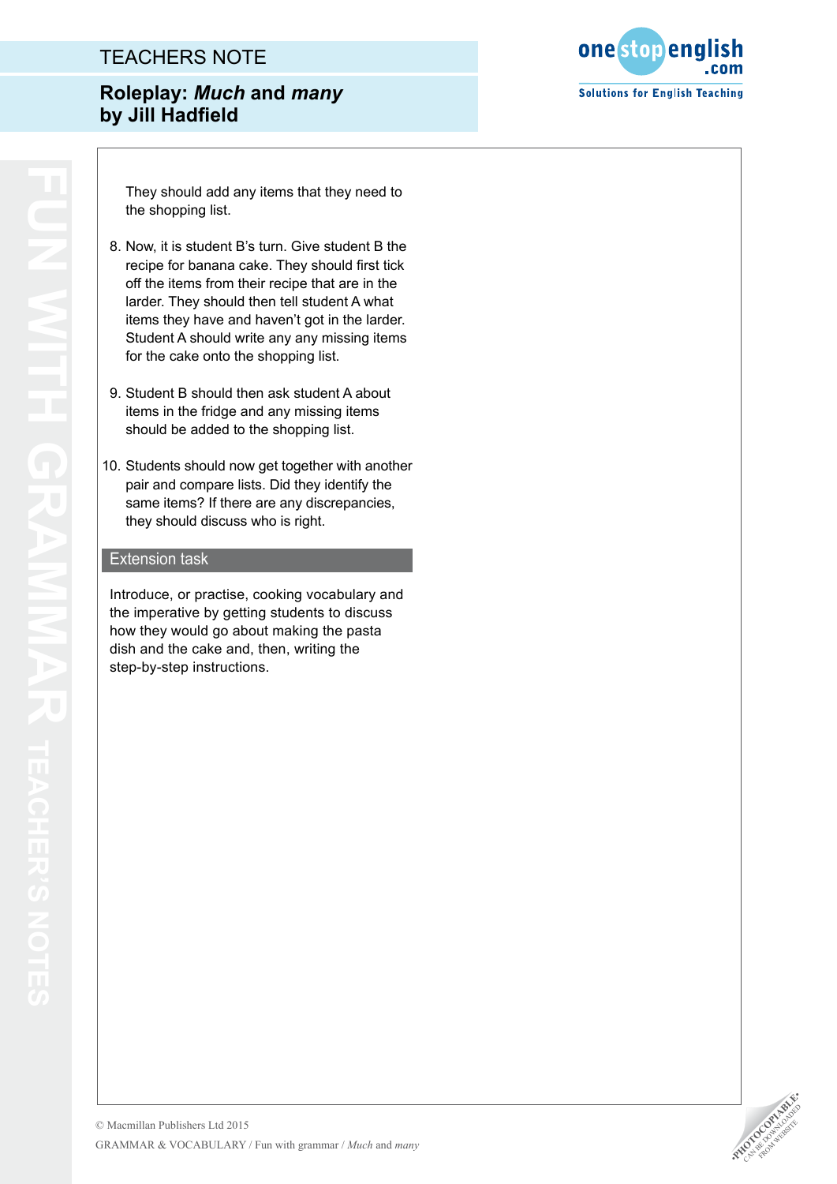They should add any items that they need to the shopping list.

8. Now, it is student B's turn. Give student B the recipe for banana cake. They should first tick off the items from their recipe that are in the larder. They should then tell student A what items they have and haven't got in the larder. Student A should write any any missing items for the cake onto the shopping list.

9. Student B should then ask student A about items in the fridge and any missing items should be added to the shopping list.

10. Students should now get together with another pair and compare lists. Did they identify the same items? If there are any discrepancies, they should discuss who is right.

## Extension task

Introduce, or practise, cooking vocabulary and the imperative by getting students to discuss how they would go about making the pasta dish and the cake and, then, writing the step-by-step instructions.